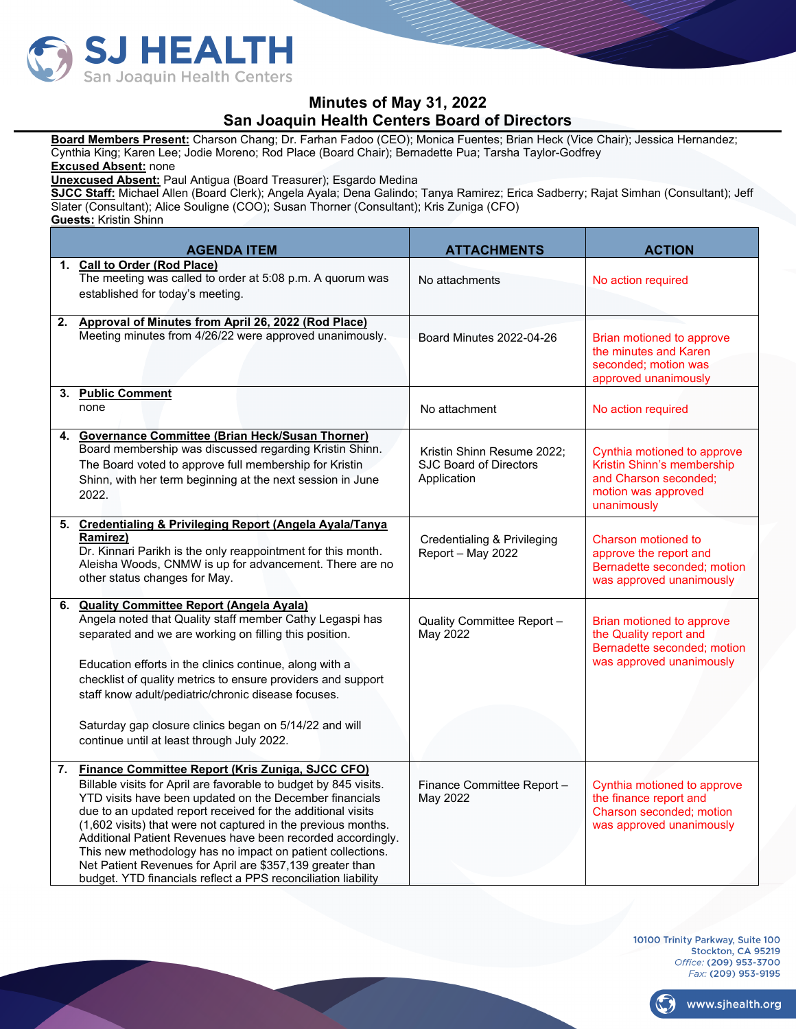# Minutes of May 31, 2022
## San Joaquin Health Centers Board of Directors

**Board Members Present:** Charson Chang; Dr. Farhan Fadoo (CEO); Monica Fuentes; Brian Heck (Vice Chair); Jessica Hernandez; Cynthia King; Karen Lee; Jodie Moreno; Rod Place (Board Chair); Bernadette Pua; Tarsha Taylor-Godfrey
**Excused Absent:** none
**Unexcused Absent:** Paul Antigua (Board Treasurer); Esgardo Medina
**SJCC Staff:** Michael Allen (Board Clerk); Angela Ayala; Dena Galindo; Tanya Ramirez; Erica Sadberry; Rajat Simhan (Consultant); Jeff Slater (Consultant); Alice Souligne (COO); Susan Thorner (Consultant); Kris Zuniga (CFO)
**Guests:** Kristin Shinn

| AGENDA ITEM | ATTACHMENTS | ACTION |
|---|---|---|
| 1. **Call to Order (Rod Place)**<br>The meeting was called to order at 5:08 p.m. A quorum was established for today's meeting. | No attachments | No action required |
| 2. **Approval of Minutes from April 26, 2022 (Rod Place)**<br>Meeting minutes from 4/26/22 were approved unanimously. | Board Minutes 2022-04-26 | Brian motioned to approve the minutes and Karen seconded; motion was approved unanimously |
| 3. **Public Comment**<br>none | No attachment | No action required |
| 4. **Governance Committee (Brian Heck/Susan Thorner)**<br>Board membership was discussed regarding Kristin Shinn. The Board voted to approve full membership for Kristin Shinn, with her term beginning at the next session in June 2022. | Kristin Shinn Resume 2022; SJC Board of Directors Application | Cynthia motioned to approve Kristin Shinn's membership and Charson seconded; motion was approved unanimously |
| 5. **Credentialing & Privileging Report (Angela Ayala/Tanya Ramirez)**<br>Dr. Kinnari Parikh is the only reappointment for this month. Aleisha Woods, CNMW is up for advancement. There are no other status changes for May. | Credentialing & Privileging Report – May 2022 | Charson motioned to approve the report and Bernadette seconded; motion was approved unanimously |
| 6. **Quality Committee Report (Angela Ayala)**<br>Angela noted that Quality staff member Cathy Legaspi has separated and we are working on filling this position.<br><br>Education efforts in the clinics continue, along with a checklist of quality metrics to ensure providers and support staff know adult/pediatric/chronic disease focuses.<br><br>Saturday gap closure clinics began on 5/14/22 and will continue until at least through July 2022. | Quality Committee Report – May 2022 | Brian motioned to approve the Quality report and Bernadette seconded; motion was approved unanimously |
| 7. **Finance Committee Report (Kris Zuniga, SJCC CFO)**<br>Billable visits for April are favorable to budget by 845 visits. YTD visits have been updated on the December financials due to an updated report received for the additional visits (1,602 visits) that were not captured in the previous months. Additional Patient Revenues have been recorded accordingly. This new methodology has no impact on patient collections. Net Patient Revenues for April are $357,139 greater than budget. YTD financials reflect a PPS reconciliation liability | Finance Committee Report – May 2022 | Cynthia motioned to approve the finance report and Charson seconded; motion was approved unanimously |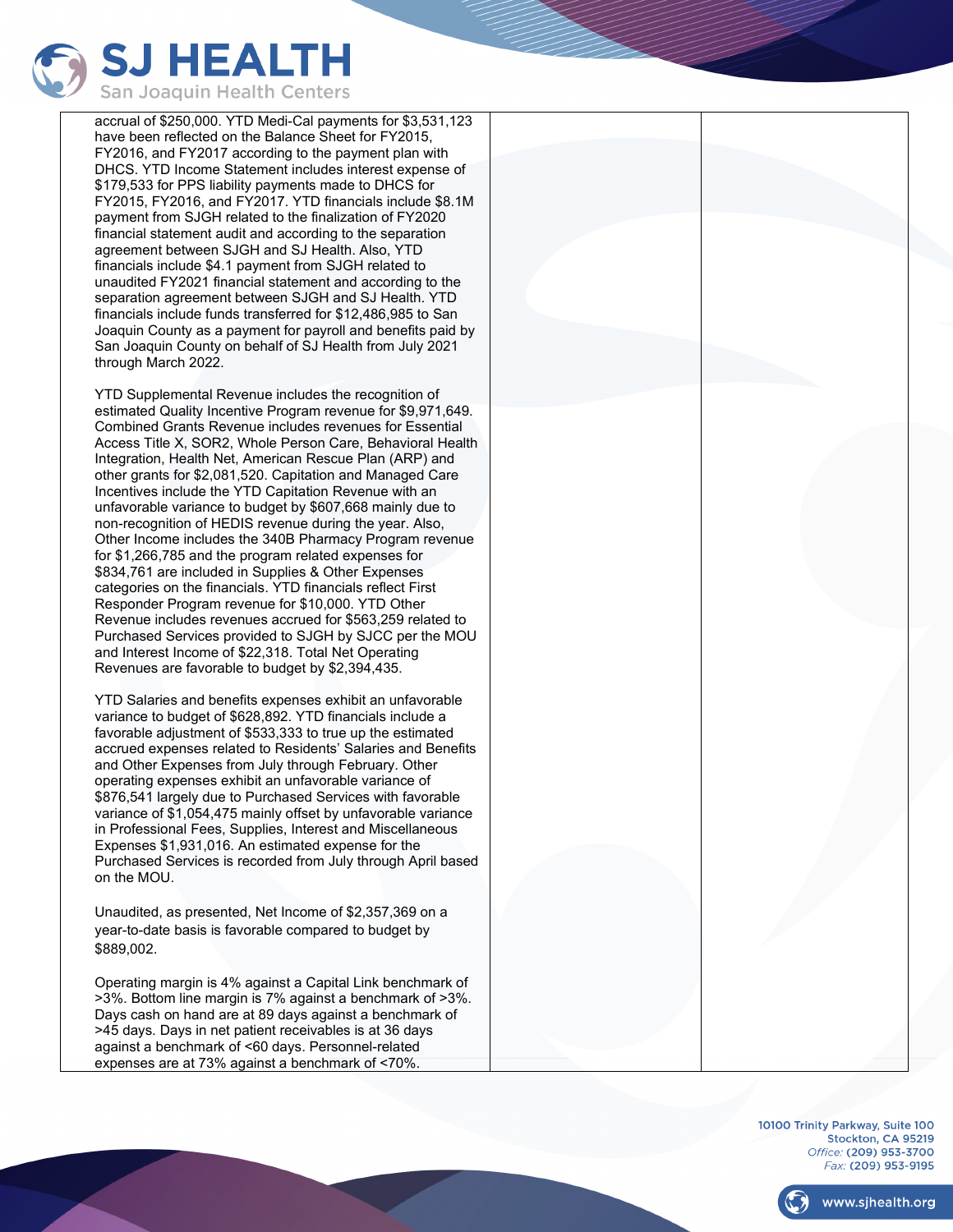| | | |
|---|---|---|
| accrual of $250,000. YTD Medi-Cal payments for $3,531,123 have been reflected on the Balance Sheet for FY2015, FY2016, and FY2017 according to the payment plan with DHCS. YTD Income Statement includes interest expense of $179,533 for PPS liability payments made to DHCS for FY2015, FY2016, and FY2017. YTD financials include $8.1M payment from SJGH related to the finalization of FY2020 financial statement audit and according to the separation agreement between SJGH and SJ Health. Also, YTD financials include $4.1 payment from SJGH related to unaudited FY2021 financial statement and according to the separation agreement between SJGH and SJ Health. YTD financials include funds transferred for $12,486,985 to San Joaquin County as a payment for payroll and benefits paid by San Joaquin County on behalf of SJ Health from July 2021 through March 2022.<br><br>YTD Supplemental Revenue includes the recognition of estimated Quality Incentive Program revenue for $9,971,649. Combined Grants Revenue includes revenues for Essential Access Title X, SOR2, Whole Person Care, Behavioral Health Integration, Health Net, American Rescue Plan (ARP) and other grants for $2,081,520. Capitation and Managed Care Incentives include the YTD Capitation Revenue with an unfavorable variance to budget by $607,668 mainly due to non-recognition of HEDIS revenue during the year. Also, Other Income includes the 340B Pharmacy Program revenue for $1,266,785 and the program related expenses for $834,761 are included in Supplies & Other Expenses categories on the financials. YTD financials reflect First Responder Program revenue for $10,000. YTD Other Revenue includes revenues accrued for $563,259 related to Purchased Services provided to SJGH by SJCC per the MOU and Interest Income of $22,318. Total Net Operating Revenues are favorable to budget by $2,394,435.<br><br>YTD Salaries and benefits expenses exhibit an unfavorable variance to budget of $628,892. YTD financials include a favorable adjustment of $533,333 to true up the estimated accrued expenses related to Residents' Salaries and Benefits and Other Expenses from July through February. Other operating expenses exhibit an unfavorable variance of $876,541 largely due to Purchased Services with favorable variance of $1,054,475 mainly offset by unfavorable variance in Professional Fees, Supplies, Interest and Miscellaneous Expenses $1,931,016. An estimated expense for the Purchased Services is recorded from July through April based on the MOU.<br><br>Unaudited, as presented, Net Income of $2,357,369 on a year-to-date basis is favorable compared to budget by $889,002.<br><br>Operating margin is 4% against a Capital Link benchmark of >3%. Bottom line margin is 7% against a benchmark of >3%. Days cash on hand are at 89 days against a benchmark of >45 days. Days in net patient receivables is at 36 days against a benchmark of <60 days. Personnel-related expenses are at 73% against a benchmark of <70%. | | |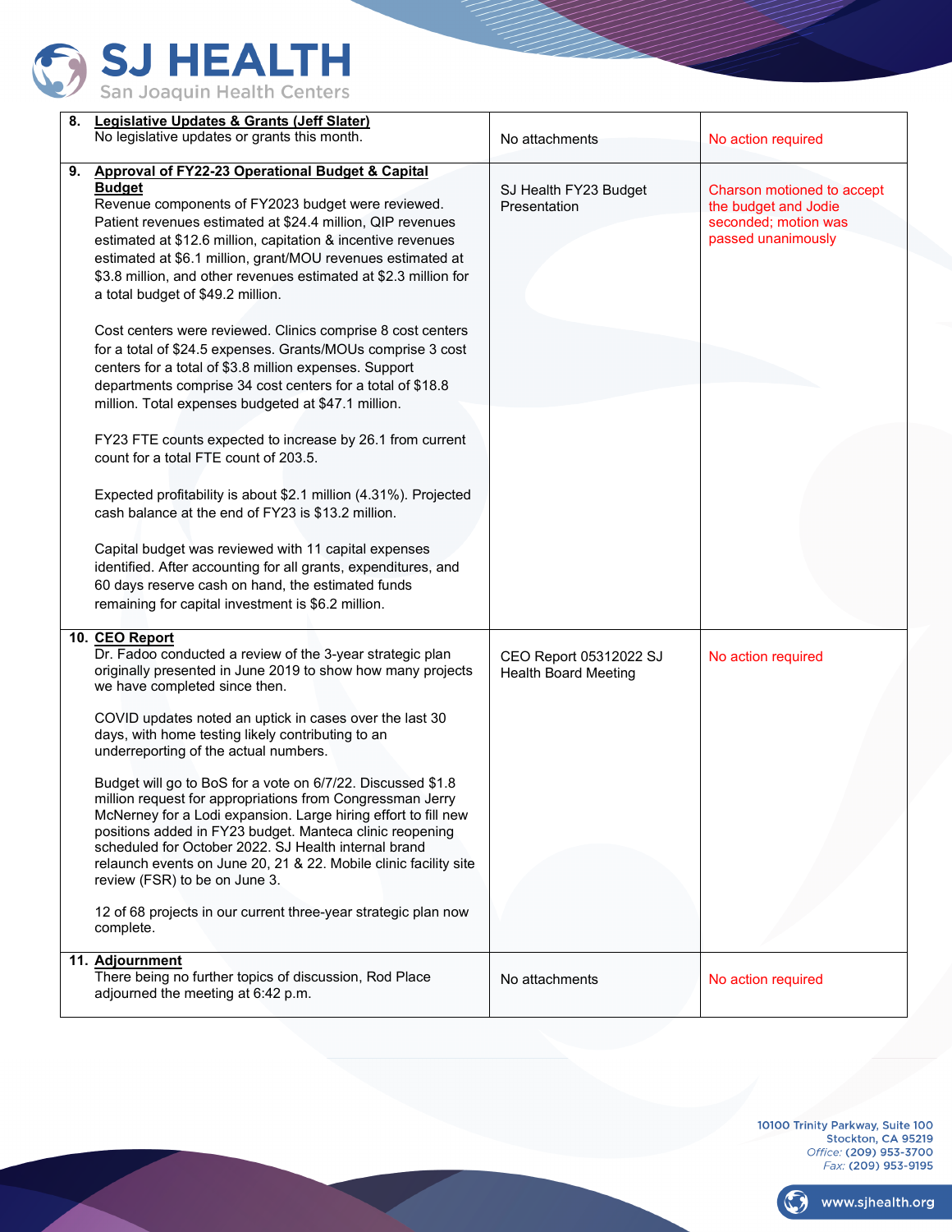| | | |
|---|---|---|
| **8. Legislative Updates & Grants (Jeff Slater)**<br>No legislative updates or grants this month. | No attachments | No action required |
| **9. Approval of FY22-23 Operational Budget & Capital Budget**<br>Revenue components of FY2023 budget were reviewed. Patient revenues estimated at $24.4 million, QIP revenues estimated at $12.6 million, capitation & incentive revenues estimated at $6.1 million, grant/MOU revenues estimated at $3.8 million, and other revenues estimated at $2.3 million for a total budget of $49.2 million.<br><br>Cost centers were reviewed. Clinics comprise 8 cost centers for a total of $24.5 expenses. Grants/MOUs comprise 3 cost centers for a total of $3.8 million expenses. Support departments comprise 34 cost centers for a total of $18.8 million. Total expenses budgeted at $47.1 million.<br><br>FY23 FTE counts expected to increase by 26.1 from current count for a total FTE count of 203.5.<br><br>Expected profitability is about $2.1 million (4.31%). Projected cash balance at the end of FY23 is $13.2 million.<br><br>Capital budget was reviewed with 11 capital expenses identified. After accounting for all grants, expenditures, and 60 days reserve cash on hand, the estimated funds remaining for capital investment is $6.2 million. | SJ Health FY23 Budget Presentation | Charson motioned to accept the budget and Jodie seconded; motion was passed unanimously |
| **10. CEO Report**<br>Dr. Fadoo conducted a review of the 3-year strategic plan originally presented in June 2019 to show how many projects we have completed since then.<br><br>COVID updates noted an uptick in cases over the last 30 days, with home testing likely contributing to an underreporting of the actual numbers.<br><br>Budget will go to BoS for a vote on 6/7/22. Discussed $1.8 million request for appropriations from Congressman Jerry McNerney for a Lodi expansion. Large hiring effort to fill new positions added in FY23 budget. Manteca clinic reopening scheduled for October 2022. SJ Health internal brand relaunch events on June 20, 21 & 22. Mobile clinic facility site review (FSR) to be on June 3.<br><br>12 of 68 projects in our current three-year strategic plan now complete. | CEO Report 05312022 SJ Health Board Meeting | No action required |
| **11. Adjournment**<br>There being no further topics of discussion, Rod Place adjourned the meeting at 6:42 p.m. | No attachments | No action required |